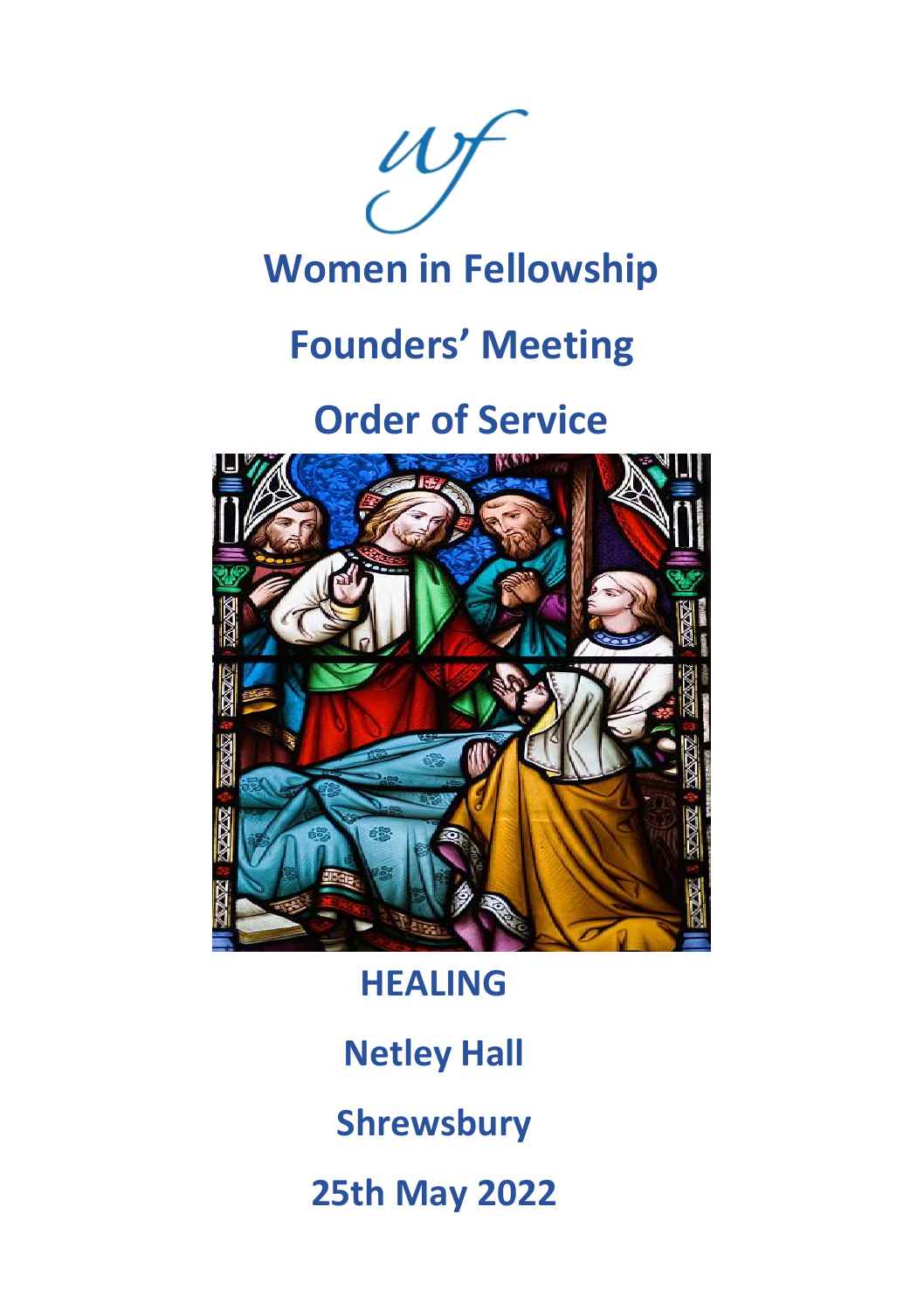wf

# Women in Fellowship

# Founders' Meeting

# Order of Service

**HEALING**

**Netley Hall**

**Shrewsbury**

**25th May 2022**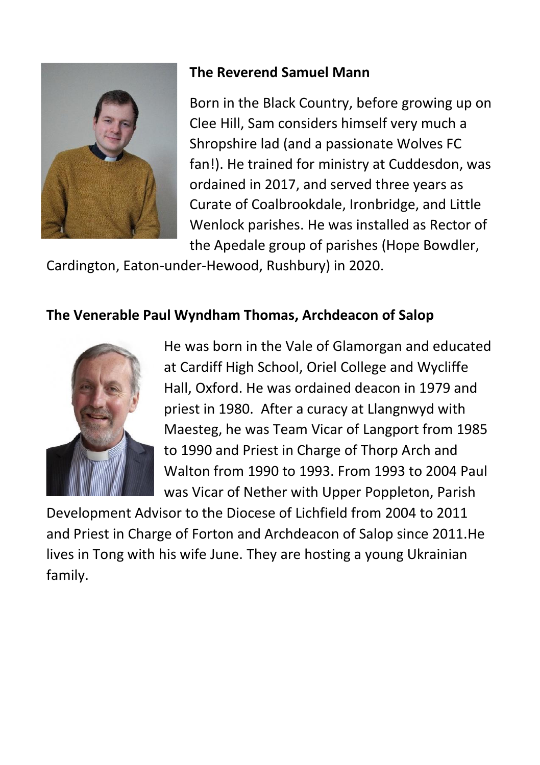**The Reverend Samuel Mann**

Born in the Black Country, before growing up on Clee Hill, Sam considers himself very much a Shropshire lad (and a passionate Wolves FC fan!). He trained for ministry at Cuddesdon, was ordained in 2017, and served three years as Curate of Coalbrookdale, Ironbridge, and Little Wenlock parishes. He was installed as Rector of the Apedale group of parishes (Hope Bowdler, Cardington, Eaton-under-Hewood, Rushbury) in 2020.

**The Venerable Paul Wyndham Thomas, Archdeacon of Salop**

He was born in the Vale of Glamorgan and educated at Cardiff High School, Oriel College and Wycliffe Hall, Oxford. He was ordained deacon in 1979 and priest in 1980. After a curacy at Llangnwyd with Maesteg, he was Team Vicar of Langport from 1985 to 1990 and Priest in Charge of Thorp Arch and Walton from 1990 to 1993. From 1993 to 2004 Paul was Vicar of Nether with Upper Poppleton, Parish Development Advisor to the Diocese of Lichfield from 2004 to 2011 and Priest in Charge of Forton and Archdeacon of Salop since 2011.He lives in Tong with his wife June. They are hosting a young Ukrainian family.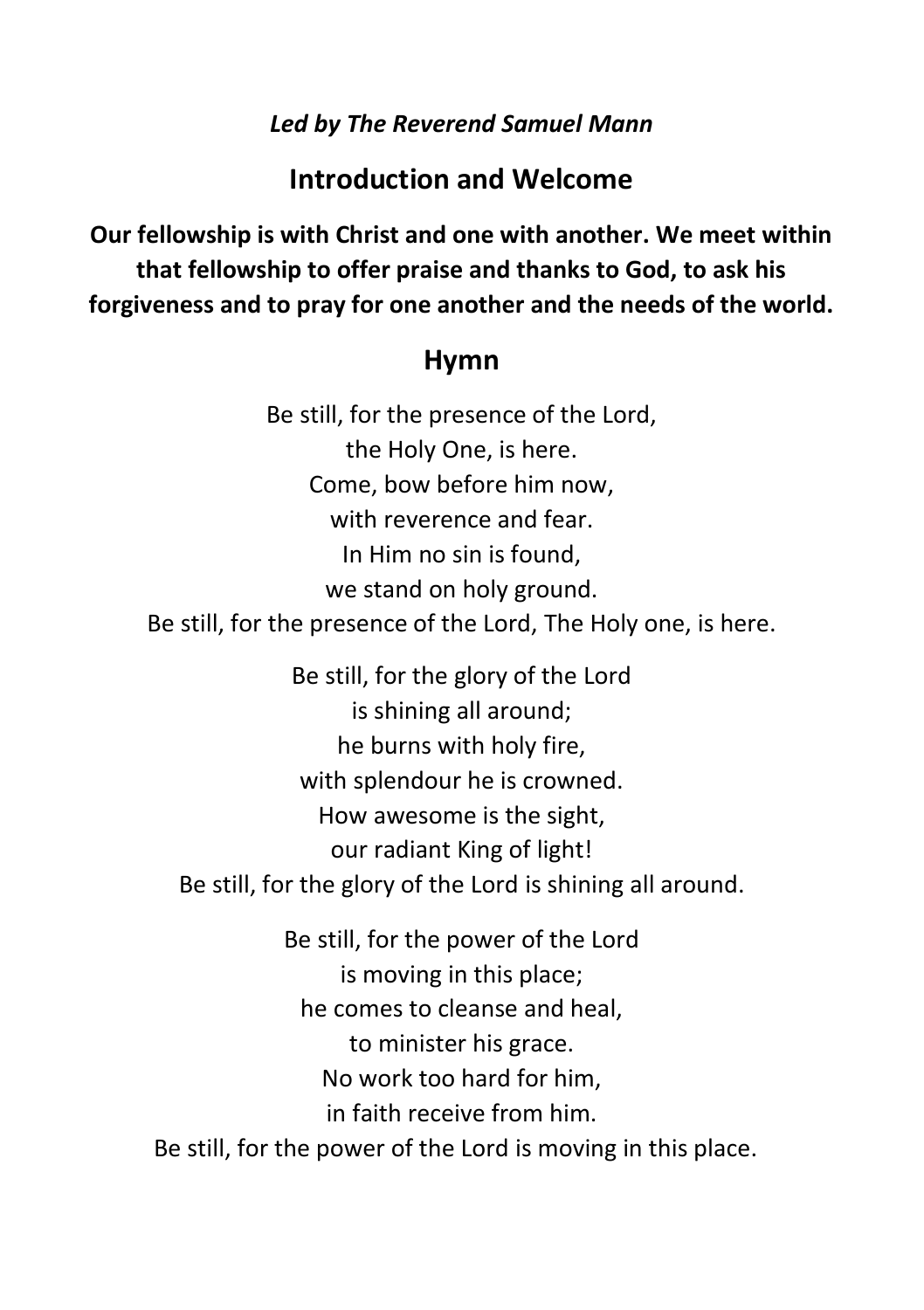*Led by The Reverend Samuel Mann*

## Introduction and Welcome

**Our fellowship is with Christ and one with another. We meet within that fellowship to offer praise and thanks to God, to ask his forgiveness and to pray for one another and the needs of the world.**

## Hymn

Be still, for the presence of the Lord,
the Holy One, is here.
Come, bow before him now,
with reverence and fear.
In Him no sin is found,
we stand on holy ground.
Be still, for the presence of the Lord, The Holy one, is here.

Be still, for the glory of the Lord
is shining all around;
he burns with holy fire,
with splendour he is crowned.
How awesome is the sight,
our radiant King of light!
Be still, for the glory of the Lord is shining all around.

Be still, for the power of the Lord
is moving in this place;
he comes to cleanse and heal,
to minister his grace.
No work too hard for him,
in faith receive from him.
Be still, for the power of the Lord is moving in this place.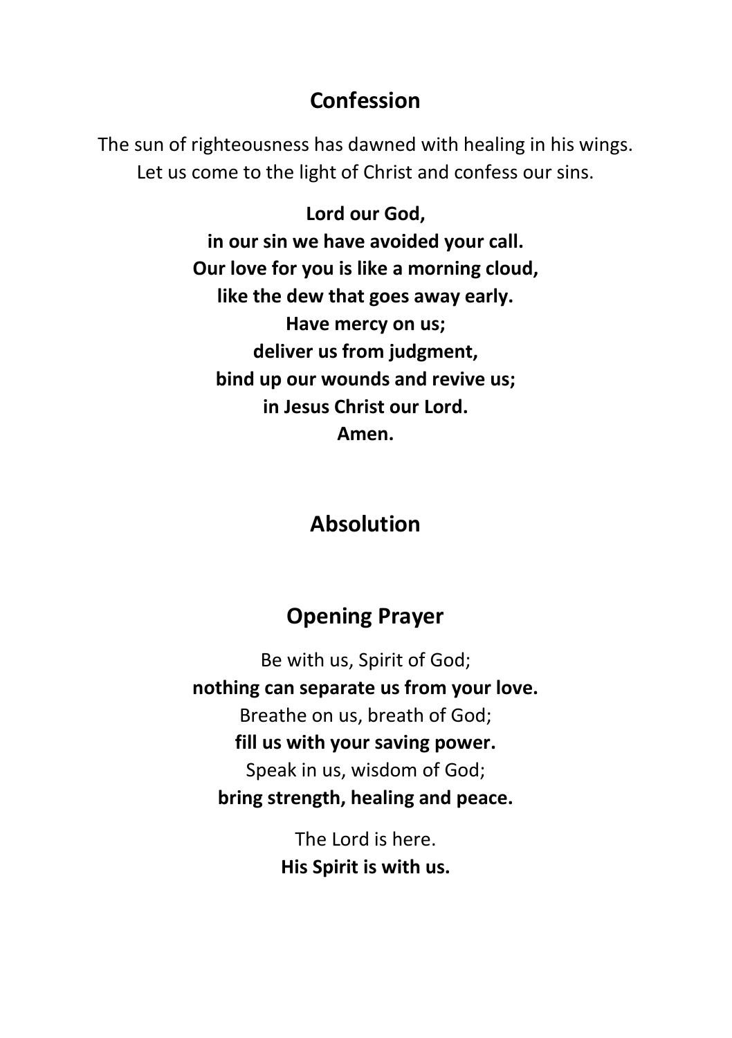## Confession

The sun of righteousness has dawned with healing in his wings.
Let us come to the light of Christ and confess our sins.

**Lord our God,**
**in our sin we have avoided your call.**
**Our love for you is like a morning cloud,**
**like the dew that goes away early.**
**Have mercy on us;**
**deliver us from judgment,**
**bind up our wounds and revive us;**
**in Jesus Christ our Lord.**
**Amen.**

## Absolution

## Opening Prayer

Be with us, Spirit of God;
**nothing can separate us from your love.**
Breathe on us, breath of God;
**fill us with your saving power.**
Speak in us, wisdom of God;
**bring strength, healing and peace.**

The Lord is here.
**His Spirit is with us.**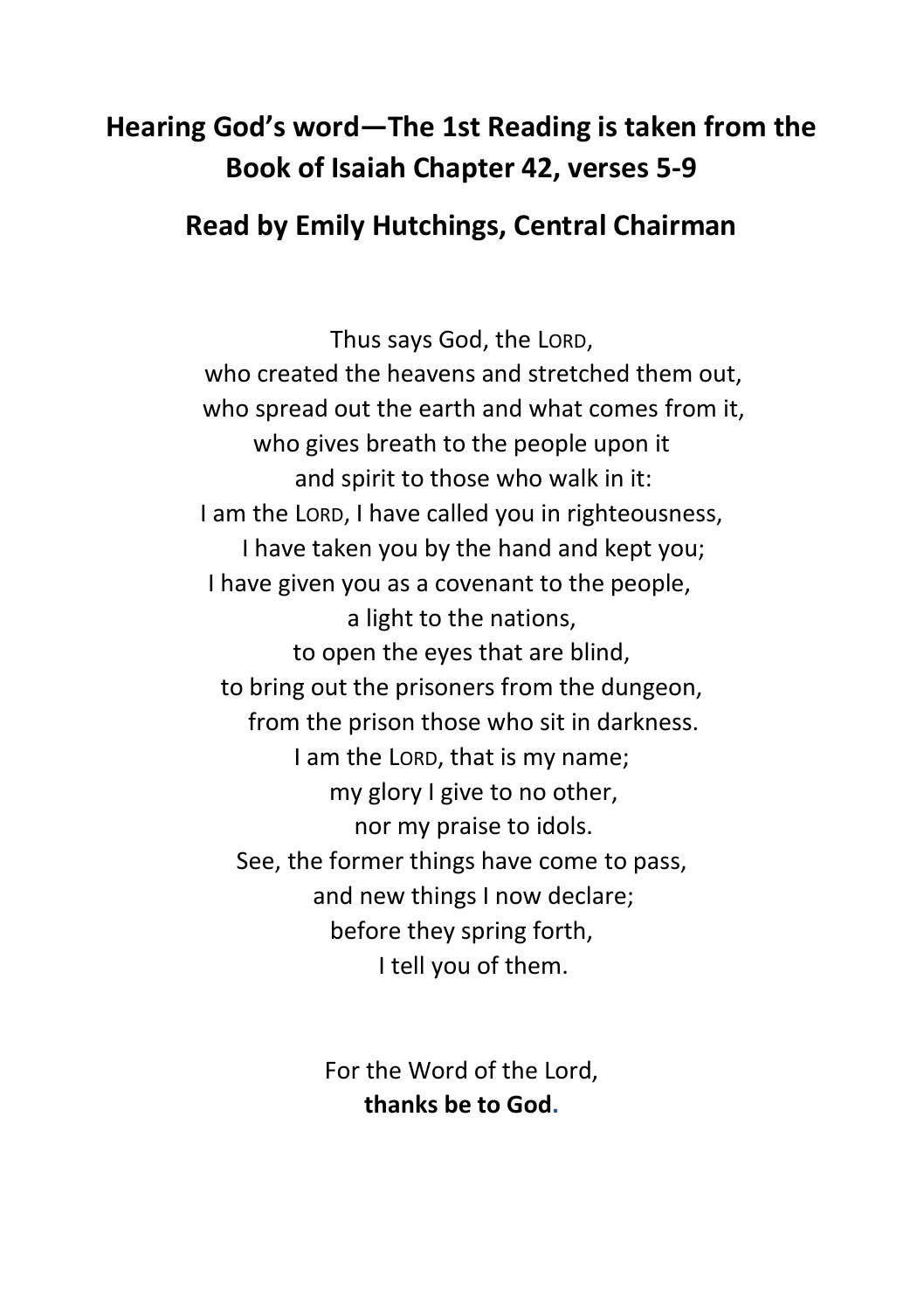## Hearing God's word—The 1st Reading is taken from the Book of Isaiah Chapter 42, verses 5-9

## Read by Emily Hutchings, Central Chairman

Thus says God, the LORD,  
who created the heavens and stretched them out,  
who spread out the earth and what comes from it,  
who gives breath to the people upon it  
and spirit to those who walk in it:  
I am the LORD, I have called you in righteousness,  
I have taken you by the hand and kept you;  
I have given you as a covenant to the people,  
a light to the nations,  
to open the eyes that are blind,  
to bring out the prisoners from the dungeon,  
from the prison those who sit in darkness.  
I am the LORD, that is my name;  
my glory I give to no other,  
nor my praise to idols.  
See, the former things have come to pass,  
and new things I now declare;  
before they spring forth,  
I tell you of them.

For the Word of the Lord,  
**thanks be to God.**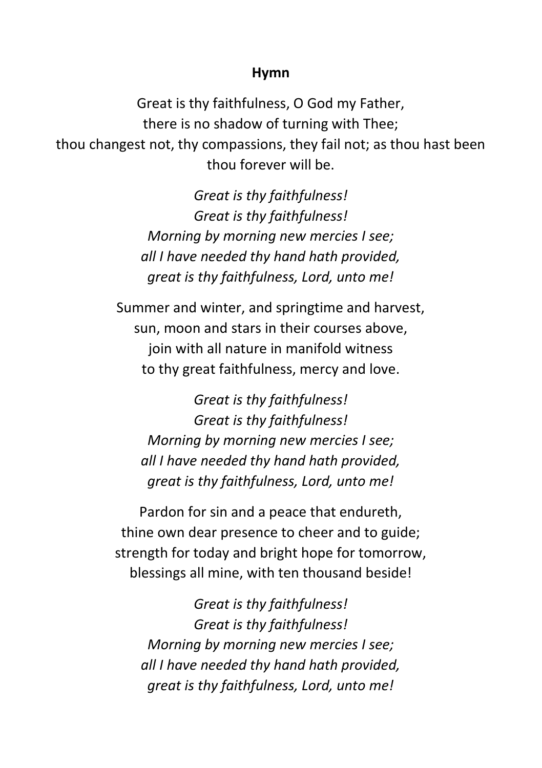**Hymn**

Great is thy faithfulness, O God my Father,
there is no shadow of turning with Thee;
thou changest not, thy compassions, they fail not; as thou hast been
thou forever will be.

*Great is thy faithfulness!*
*Great is thy faithfulness!*
*Morning by morning new mercies I see;*
*all I have needed thy hand hath provided,*
*great is thy faithfulness, Lord, unto me!*

Summer and winter, and springtime and harvest,
sun, moon and stars in their courses above,
join with all nature in manifold witness
to thy great faithfulness, mercy and love.

*Great is thy faithfulness!*
*Great is thy faithfulness!*
*Morning by morning new mercies I see;*
*all I have needed thy hand hath provided,*
*great is thy faithfulness, Lord, unto me!*

Pardon for sin and a peace that endureth,
thine own dear presence to cheer and to guide;
strength for today and bright hope for tomorrow,
blessings all mine, with ten thousand beside!

*Great is thy faithfulness!*
*Great is thy faithfulness!*
*Morning by morning new mercies I see;*
*all I have needed thy hand hath provided,*
*great is thy faithfulness, Lord, unto me!*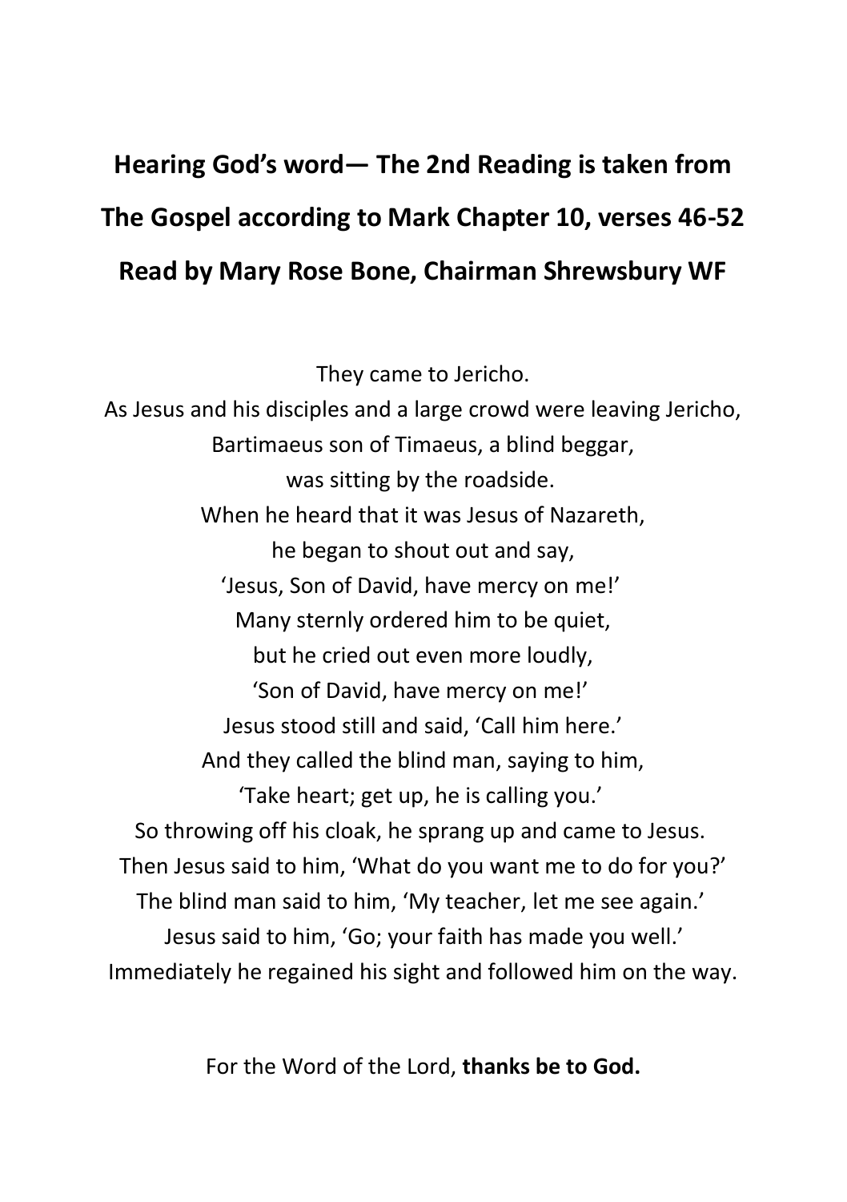## Hearing God's word— The 2nd Reading is taken from The Gospel according to Mark Chapter 10, verses 46-52 Read by Mary Rose Bone, Chairman Shrewsbury WF

They came to Jericho.
As Jesus and his disciples and a large crowd were leaving Jericho,
Bartimaeus son of Timaeus, a blind beggar,
was sitting by the roadside.
When he heard that it was Jesus of Nazareth,
he began to shout out and say,
'Jesus, Son of David, have mercy on me!'
Many sternly ordered him to be quiet,
but he cried out even more loudly,
'Son of David, have mercy on me!'
Jesus stood still and said, 'Call him here.'
And they called the blind man, saying to him,
'Take heart; get up, he is calling you.'
So throwing off his cloak, he sprang up and came to Jesus.
Then Jesus said to him, 'What do you want me to do for you?'
The blind man said to him, 'My teacher, let me see again.'
Jesus said to him, 'Go; your faith has made you well.'
Immediately he regained his sight and followed him on the way.

For the Word of the Lord, **thanks be to God.**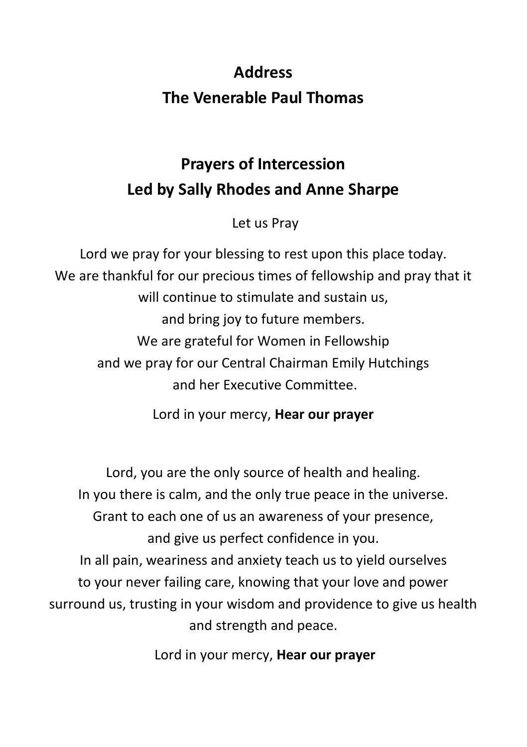## Address
## The Venerable Paul Thomas

## Prayers of Intercession
## Led by Sally Rhodes and Anne Sharpe

Let us Pray

Lord we pray for your blessing to rest upon this place today.
We are thankful for our precious times of fellowship and pray that it will continue to stimulate and sustain us,
and bring joy to future members.
We are grateful for Women in Fellowship
and we pray for our Central Chairman Emily Hutchings
and her Executive Committee.

Lord in your mercy, **Hear our prayer**

Lord, you are the only source of health and healing.
In you there is calm, and the only true peace in the universe.
Grant to each one of us an awareness of your presence,
and give us perfect confidence in you.
In all pain, weariness and anxiety teach us to yield ourselves
to your never failing care, knowing that your love and power
surround us, trusting in your wisdom and providence to give us health and strength and peace.

Lord in your mercy, **Hear our prayer**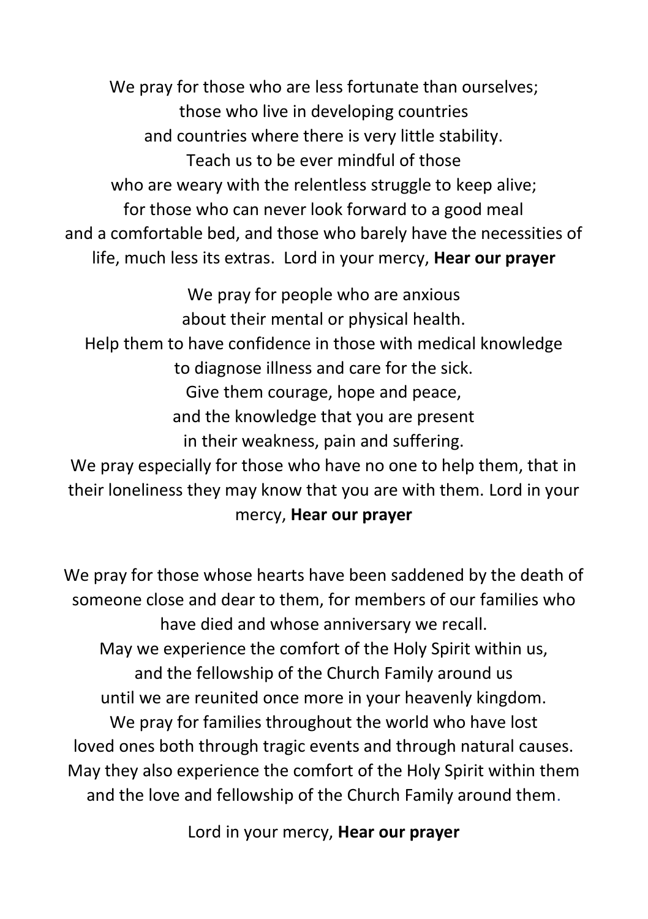We pray for those who are less fortunate than ourselves;
those who live in developing countries
and countries where there is very little stability.
Teach us to be ever mindful of those
who are weary with the relentless struggle to keep alive;
for those who can never look forward to a good meal
and a comfortable bed, and those who barely have the necessities of life, much less its extras. Lord in your mercy, **Hear our prayer**

We pray for people who are anxious
about their mental or physical health.
Help them to have confidence in those with medical knowledge
to diagnose illness and care for the sick.
Give them courage, hope and peace,
and the knowledge that you are present
in their weakness, pain and suffering.
We pray especially for those who have no one to help them, that in their loneliness they may know that you are with them. Lord in your mercy, **Hear our prayer**

We pray for those whose hearts have been saddened by the death of someone close and dear to them, for members of our families who have died and whose anniversary we recall.
May we experience the comfort of the Holy Spirit within us,
and the fellowship of the Church Family around us
until we are reunited once more in your heavenly kingdom.
We pray for families throughout the world who have lost
loved ones both through tragic events and through natural causes.
May they also experience the comfort of the Holy Spirit within them
and the love and fellowship of the Church Family around them.

Lord in your mercy, **Hear our prayer**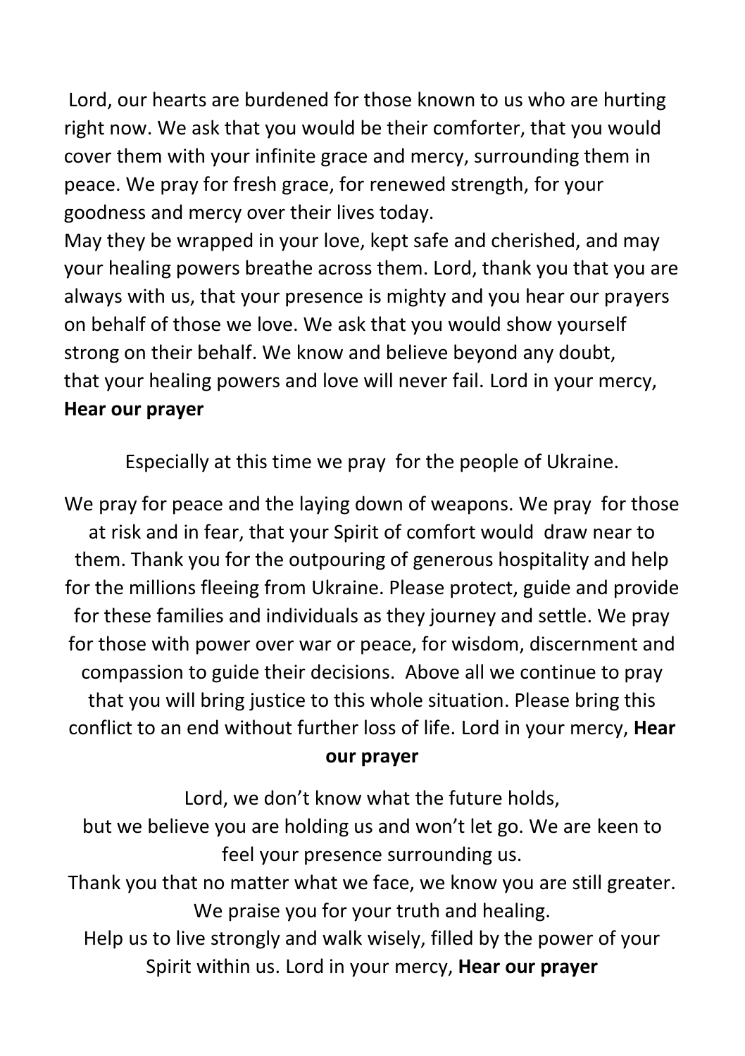Lord, our hearts are burdened for those known to us who are hurting right now. We ask that you would be their comforter, that you would cover them with your infinite grace and mercy, surrounding them in peace. We pray for fresh grace, for renewed strength, for your goodness and mercy over their lives today.
May they be wrapped in your love, kept safe and cherished, and may your healing powers breathe across them. Lord, thank you that you are always with us, that your presence is mighty and you hear our prayers on behalf of those we love. We ask that you would show yourself strong on their behalf. We know and believe beyond any doubt, that your healing powers and love will never fail. Lord in your mercy,
**Hear our prayer**

Especially at this time we pray for the people of Ukraine.

We pray for peace and the laying down of weapons. We pray for those at risk and in fear, that your Spirit of comfort would draw near to them. Thank you for the outpouring of generous hospitality and help for the millions fleeing from Ukraine. Please protect, guide and provide for these families and individuals as they journey and settle. We pray for those with power over war or peace, for wisdom, discernment and compassion to guide their decisions. Above all we continue to pray that you will bring justice to this whole situation. Please bring this conflict to an end without further loss of life. Lord in your mercy, **Hear our prayer**

Lord, we don't know what the future holds,
but we believe you are holding us and won't let go. We are keen to feel your presence surrounding us.
Thank you that no matter what we face, we know you are still greater.
We praise you for your truth and healing.
Help us to live strongly and walk wisely, filled by the power of your Spirit within us. Lord in your mercy, **Hear our prayer**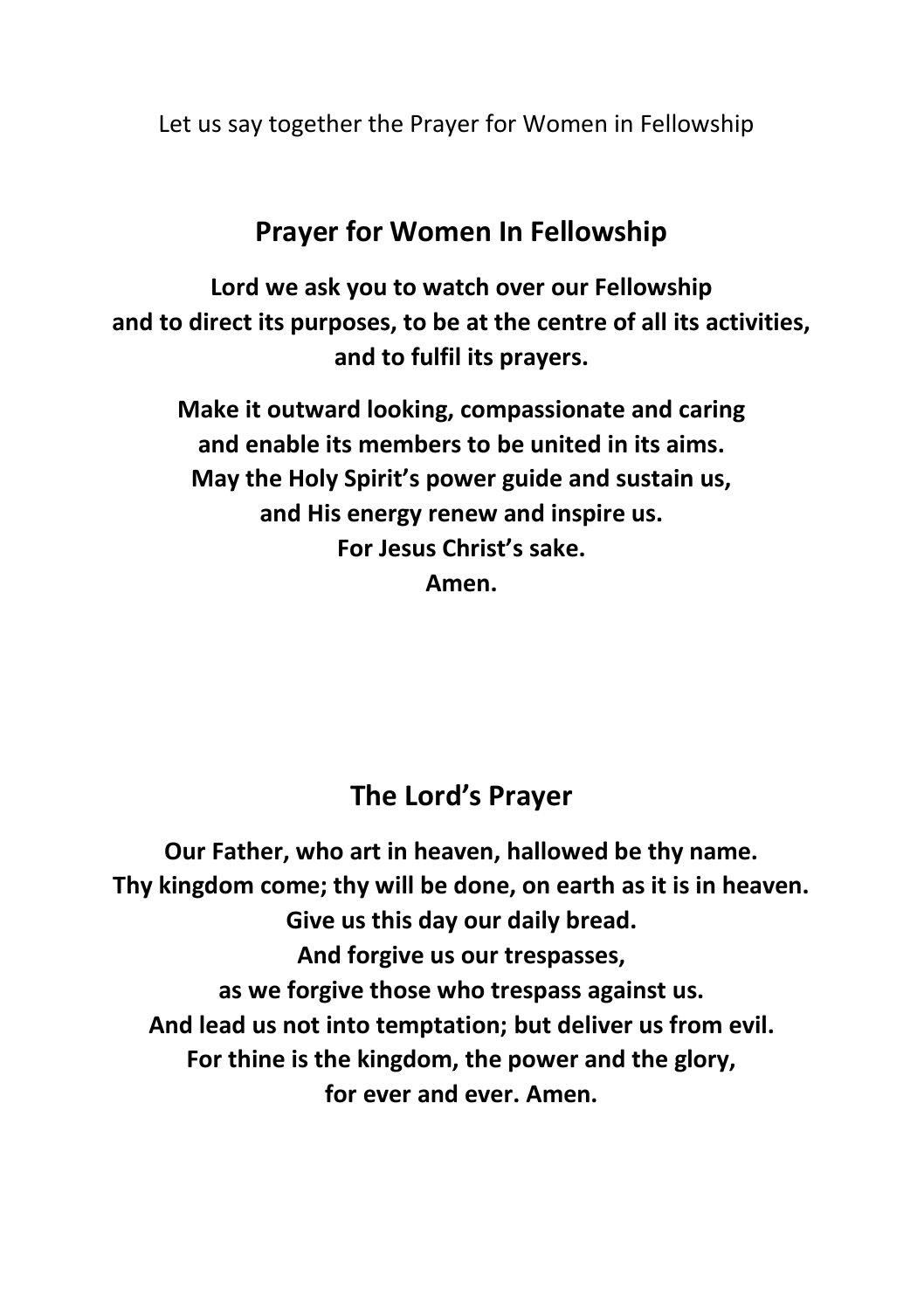Let us say together the Prayer for Women in Fellowship

## Prayer for Women In Fellowship

**Lord we ask you to watch over our Fellowship**
**and to direct its purposes, to be at the centre of all its activities,**
**and to fulfil its prayers.**

**Make it outward looking, compassionate and caring**
**and enable its members to be united in its aims.**
**May the Holy Spirit's power guide and sustain us,**
**and His energy renew and inspire us.**
**For Jesus Christ's sake.**
**Amen.**

## The Lord's Prayer

**Our Father, who art in heaven, hallowed be thy name.**
**Thy kingdom come; thy will be done, on earth as it is in heaven.**
**Give us this day our daily bread.**
**And forgive us our trespasses,**
**as we forgive those who trespass against us.**
**And lead us not into temptation; but deliver us from evil.**
**For thine is the kingdom, the power and the glory,**
**for ever and ever. Amen.**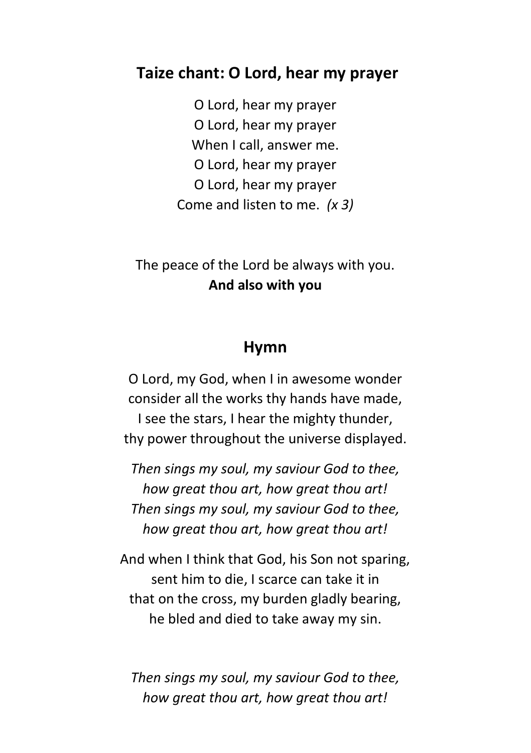## Taize chant: O Lord, hear my prayer

O Lord, hear my prayer
O Lord, hear my prayer
When I call, answer me.
O Lord, hear my prayer
O Lord, hear my prayer
Come and listen to me. *(x 3)*

The peace of the Lord be always with you.
**And also with you**

## Hymn

O Lord, my God, when I in awesome wonder
consider all the works thy hands have made,
I see the stars, I hear the mighty thunder,
thy power throughout the universe displayed.

*Then sings my soul, my saviour God to thee,*
*how great thou art, how great thou art!*
*Then sings my soul, my saviour God to thee,*
*how great thou art, how great thou art!*

And when I think that God, his Son not sparing,
sent him to die, I scarce can take it in
that on the cross, my burden gladly bearing,
he bled and died to take away my sin.

*Then sings my soul, my saviour God to thee,*
*how great thou art, how great thou art!*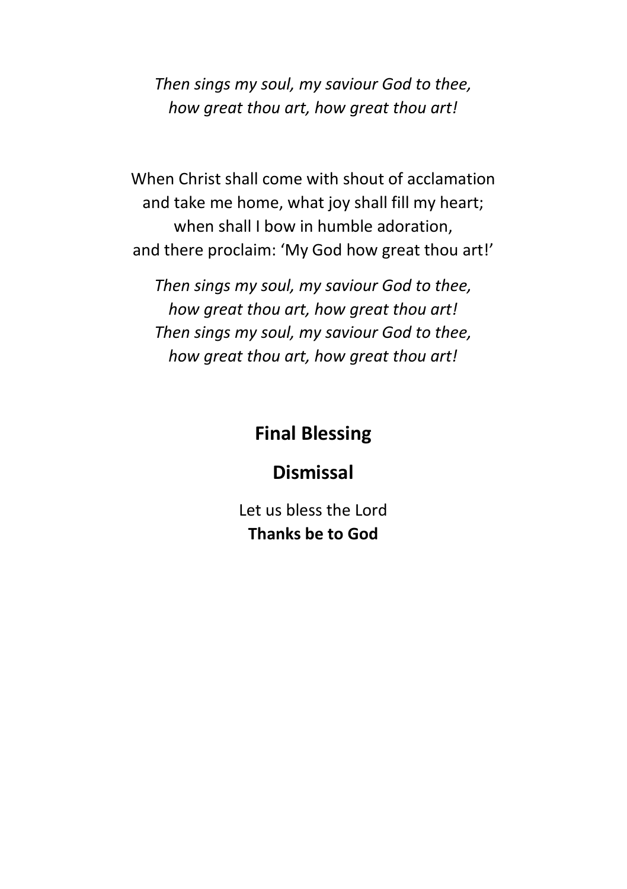*Then sings my soul, my saviour God to thee,*
*how great thou art, how great thou art!*

When Christ shall come with shout of acclamation
and take me home, what joy shall fill my heart;
when shall I bow in humble adoration,
and there proclaim: 'My God how great thou art!'

*Then sings my soul, my saviour God to thee,*
*how great thou art, how great thou art!*
*Then sings my soul, my saviour God to thee,*
*how great thou art, how great thou art!*

## Final Blessing

## Dismissal

Let us bless the Lord
**Thanks be to God**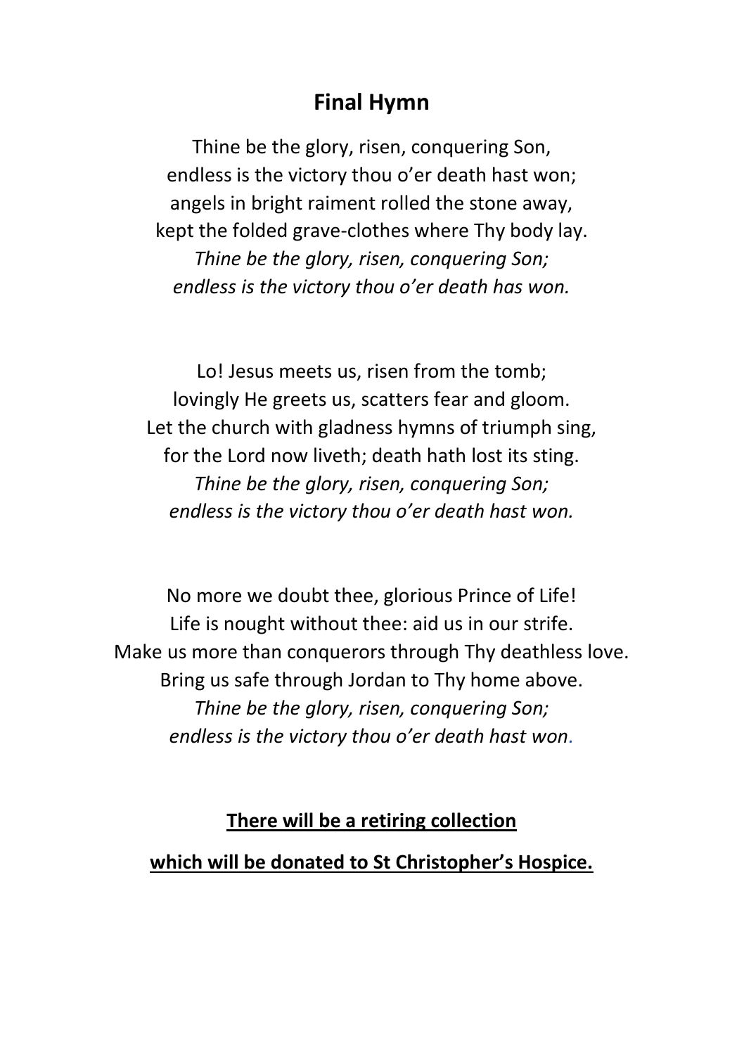## Final Hymn

Thine be the glory, risen, conquering Son,  
endless is the victory thou o'er death hast won;  
angels in bright raiment rolled the stone away,  
kept the folded grave-clothes where Thy body lay.  
*Thine be the glory, risen, conquering Son;*  
*endless is the victory thou o'er death has won.*

Lo! Jesus meets us, risen from the tomb;  
lovingly He greets us, scatters fear and gloom.  
Let the church with gladness hymns of triumph sing,  
for the Lord now liveth; death hath lost its sting.  
*Thine be the glory, risen, conquering Son;*  
*endless is the victory thou o'er death hast won.*

No more we doubt thee, glorious Prince of Life!  
Life is nought without thee: aid us in our strife.  
Make us more than conquerors through Thy deathless love.  
Bring us safe through Jordan to Thy home above.  
*Thine be the glory, risen, conquering Son;*  
*endless is the victory thou o'er death hast won.*

**<u>There will be a retiring collection</u>**

**<u>which will be donated to St Christopher's Hospice.</u>**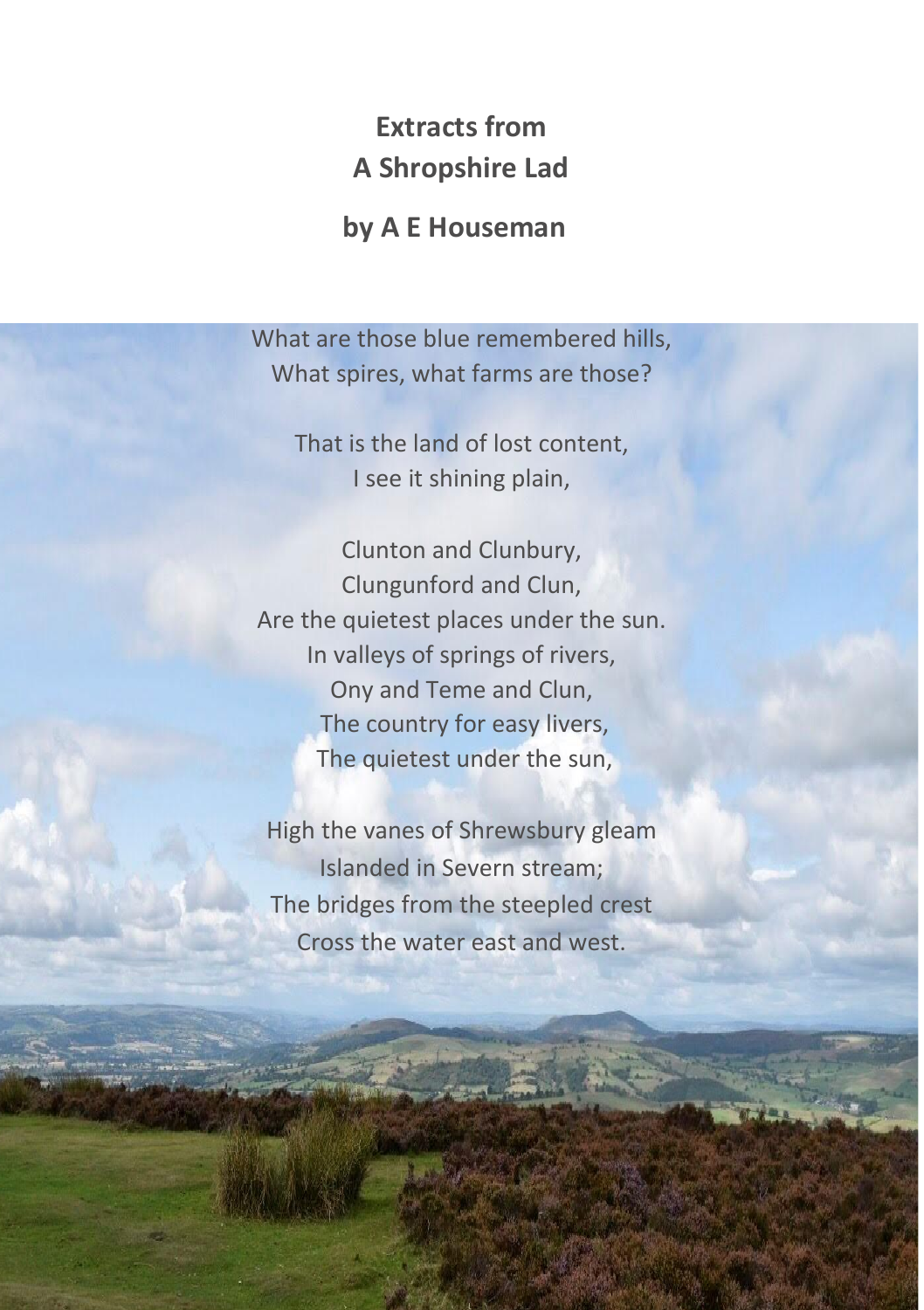# Extracts from A Shropshire Lad

## by A E Houseman

What are those blue remembered hills,
What spires, what farms are those?

That is the land of lost content,
I see it shining plain,

Clunton and Clunbury,
Clungunford and Clun,
Are the quietest places under the sun.
In valleys of springs of rivers,
Ony and Teme and Clun,
The country for easy livers,
The quietest under the sun,

High the vanes of Shrewsbury gleam
Islanded in Severn stream;
The bridges from the steepled crest
Cross the water east and west.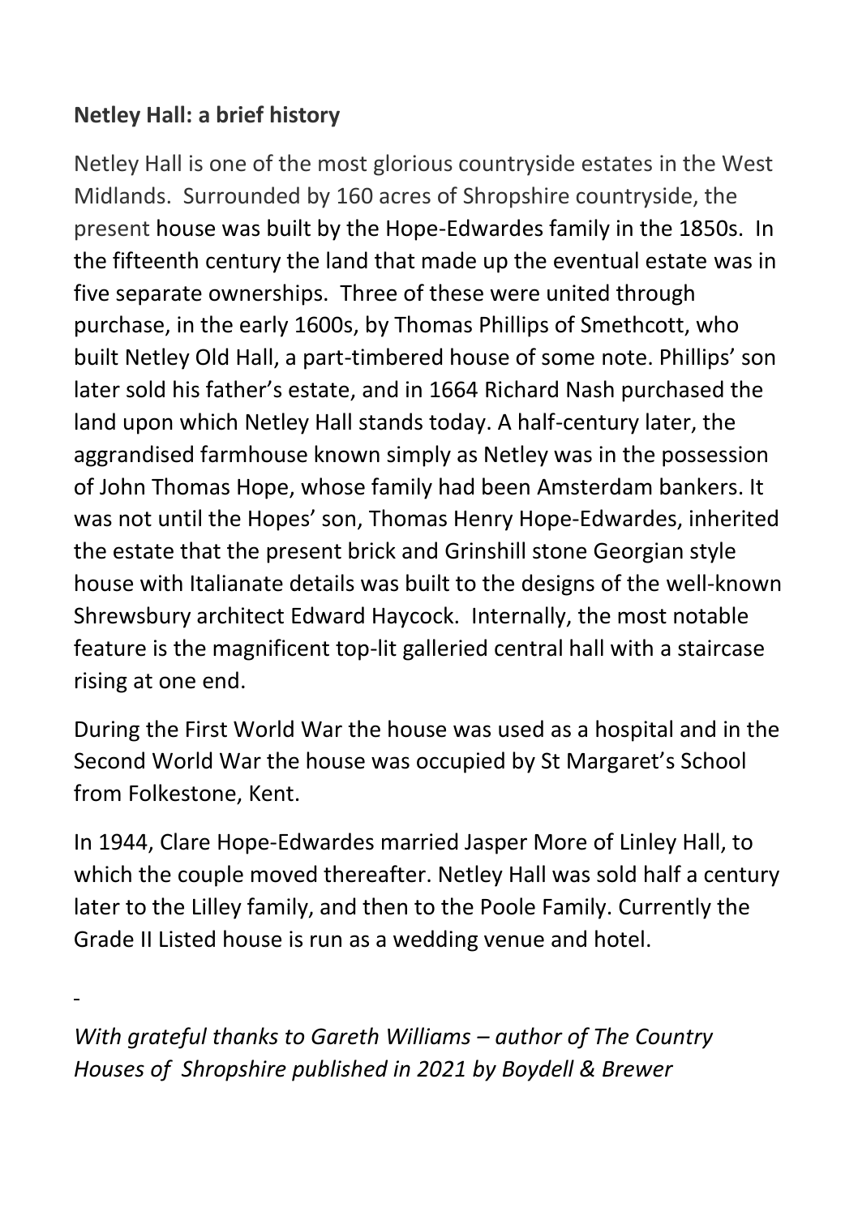**Netley Hall: a brief history**

Netley Hall is one of the most glorious countryside estates in the West Midlands. Surrounded by 160 acres of Shropshire countryside, the present house was built by the Hope-Edwardes family in the 1850s. In the fifteenth century the land that made up the eventual estate was in five separate ownerships. Three of these were united through purchase, in the early 1600s, by Thomas Phillips of Smethcott, who built Netley Old Hall, a part-timbered house of some note. Phillips' son later sold his father's estate, and in 1664 Richard Nash purchased the land upon which Netley Hall stands today. A half-century later, the aggrandised farmhouse known simply as Netley was in the possession of John Thomas Hope, whose family had been Amsterdam bankers. It was not until the Hopes' son, Thomas Henry Hope-Edwardes, inherited the estate that the present brick and Grinshill stone Georgian style house with Italianate details was built to the designs of the well-known Shrewsbury architect Edward Haycock. Internally, the most notable feature is the magnificent top-lit galleried central hall with a staircase rising at one end.

During the First World War the house was used as a hospital and in the Second World War the house was occupied by St Margaret's School from Folkestone, Kent.

In 1944, Clare Hope-Edwardes married Jasper More of Linley Hall, to which the couple moved thereafter. Netley Hall was sold half a century later to the Lilley family, and then to the Poole Family. Currently the Grade II Listed house is run as a wedding venue and hotel.

-

*With grateful thanks to Gareth Williams – author of The Country Houses of Shropshire published in 2021 by Boydell & Brewer*